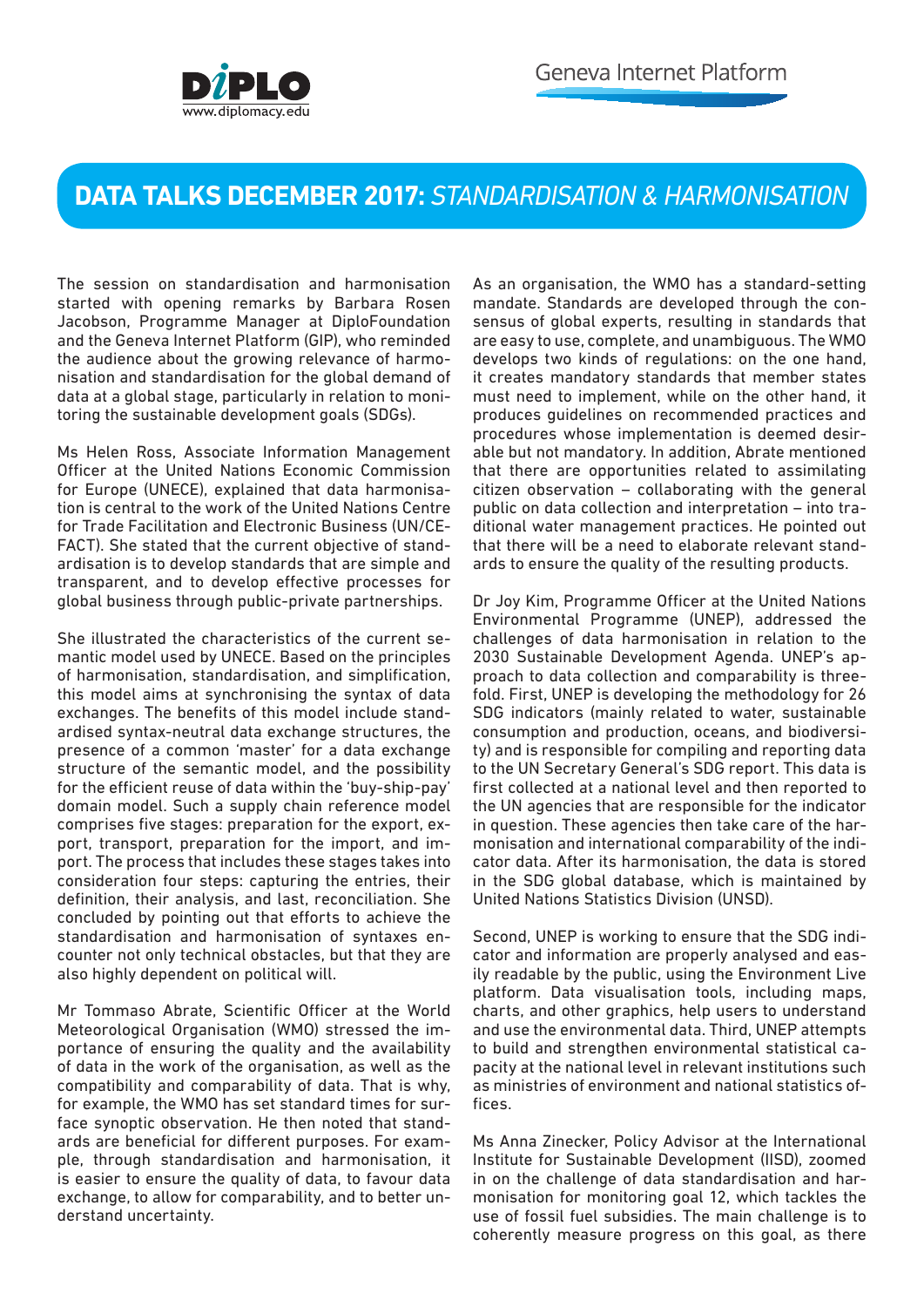# DATA TALKS DECEMBER 2017: *STANDARDISATION & HARMONISATION*

The session on standardisation and harmonisation started with opening remarks by Barbara Rosen Jacobson, Programme Manager at DiploFoundation and the Geneva Internet Platform (GIP), who reminded the audience about the growing relevance of harmonisation and standardisation for the global demand of data at a global stage, particularly in relation to monitoring the sustainable development goals (SDGs).

Ms Helen Ross, Associate Information Management Officer at the United Nations Economic Commission for Europe (UNECE), explained that data harmonisation is central to the work of the United Nations Centre for Trade Facilitation and Electronic Business (UN/CEFACT). She stated that the current objective of standardisation is to develop standards that are simple and transparent, and to develop effective processes for global business through public-private partnerships.

She illustrated the characteristics of the current semantic model used by UNECE. Based on the principles of harmonisation, standardisation, and simplification, this model aims at synchronising the syntax of data exchanges. The benefits of this model include standardised syntax-neutral data exchange structures, the presence of a common 'master' for a data exchange structure of the semantic model, and the possibility for the efficient reuse of data within the 'buy-ship-pay' domain model. Such a supply chain reference model comprises five stages: preparation for the export, export, transport, preparation for the import, and import. The process that includes these stages takes into consideration four steps: capturing the entries, their definition, their analysis, and last, reconciliation. She concluded by pointing out that efforts to achieve the standardisation and harmonisation of syntaxes encounter not only technical obstacles, but that they are also highly dependent on political will.

Mr Tommaso Abrate, Scientific Officer at the World Meteorological Organisation (WMO) stressed the importance of ensuring the quality and the availability of data in the work of the organisation, as well as the compatibility and comparability of data. That is why, for example, the WMO has set standard times for surface synoptic observation. He then noted that standards are beneficial for different purposes. For example, through standardisation and harmonisation, it is easier to ensure the quality of data, to favour data exchange, to allow for comparability, and to better understand uncertainty.

As an organisation, the WMO has a standard-setting mandate. Standards are developed through the consensus of global experts, resulting in standards that are easy to use, complete, and unambiguous. The WMO develops two kinds of regulations: on the one hand, it creates mandatory standards that member states must need to implement, while on the other hand, it produces guidelines on recommended practices and procedures whose implementation is deemed desirable but not mandatory. In addition, Abrate mentioned that there are opportunities related to assimilating citizen observation – collaborating with the general public on data collection and interpretation – into traditional water management practices. He pointed out that there will be a need to elaborate relevant standards to ensure the quality of the resulting products.

Dr Joy Kim, Programme Officer at the United Nations Environmental Programme (UNEP), addressed the challenges of data harmonisation in relation to the 2030 Sustainable Development Agenda. UNEP's approach to data collection and comparability is threefold. First, UNEP is developing the methodology for 26 SDG indicators (mainly related to water, sustainable consumption and production, oceans, and biodiversity) and is responsible for compiling and reporting data to the UN Secretary General's SDG report. This data is first collected at a national level and then reported to the UN agencies that are responsible for the indicator in question. These agencies then take care of the harmonisation and international comparability of the indicator data. After its harmonisation, the data is stored in the SDG global database, which is maintained by United Nations Statistics Division (UNSD).

Second, UNEP is working to ensure that the SDG indicator data and information are properly analysed and easily readable by the public, using the Environment Live platform. Data visualisation tools, including maps, charts, and other graphics, help users to understand and use the environmental data. Third, UNEP attempts to build and strengthen environmental statistical capacity at the national level in relevant institutions such as ministries of environment and national statistics offices.

Ms Anna Zinecker, Policy Advisor at the International Institute for Sustainable Development (IISD), zoomed in on the challenge of data standardisation and harmonisation for monitoring goal 12, which tackles the use of fossil fuel subsidies. The main challenge is to coherently measure progress on this goal, as there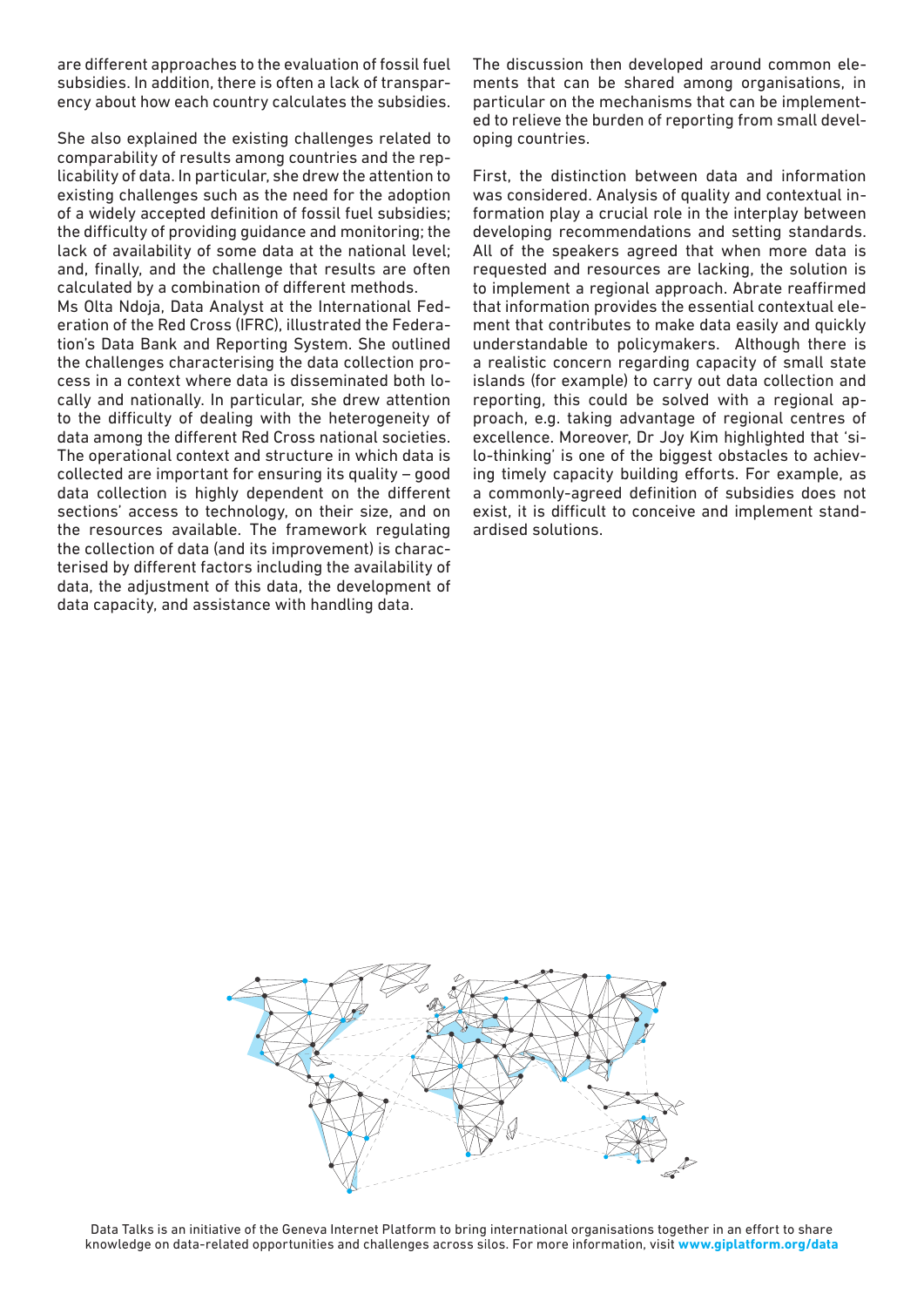are different approaches to the evaluation of fossil fuel subsidies. In addition, there is often a lack of transparency about how each country calculates the subsidies.

She also explained the existing challenges related to comparability of results among countries and the replicability of data. In particular, she drew the attention to existing challenges such as the need for the adoption of a widely accepted definition of fossil fuel subsidies; the difficulty of providing guidance and monitoring; the lack of availability of some data at the national level; and, finally, and the challenge that results are often calculated by a combination of different methods.

Ms Olta Ndoja, Data Analyst at the International Federation of the Red Cross (IFRC), illustrated the Federation's Data Bank and Reporting System. She outlined the challenges characterising the data collection process in a context where data is disseminated both locally and nationally. In particular, she drew attention to the difficulty of dealing with the heterogeneity of data among the different Red Cross national societies. The operational context and structure in which data is collected are important for ensuring its quality – good data collection is highly dependent on the different sections' access to technology, on their size, and on the resources available. The framework regulating the collection of data (and its improvement) is characterised by different factors including the availability of data, the adjustment of this data, the development of data capacity, and assistance with handling data.

The discussion then developed around common elements that can be shared among organisations, in particular on the mechanisms that can be implemented to relieve the burden of reporting from small developing countries.

First, the distinction between data and information was considered. Analysis of quality and contextual information play a crucial role in the interplay between developing recommendations and setting standards. All of the speakers agreed that when more data is requested and resources are lacking, the solution is to implement a regional approach. Abrate reaffirmed that information provides the essential contextual element that contributes to make data easily and quickly understandable to policymakers. Although there is a realistic concern regarding capacity of small state islands (for example) to carry out data collection and reporting, this could be solved with a regional approach, e.g. taking advantage of regional centres of excellence. Moreover, Dr Joy Kim highlighted that 'silo-thinking' is one of the biggest obstacles to achieving timely capacity building efforts. For example, as a commonly-agreed definition of subsidies does not exist, it is difficult to conceive and implement standardised solutions.

Data Talks is an initiative of the Geneva Internet Platform to bring international organisations together in an effort to share knowledge on data-related opportunities and challenges across silos. For more information, visit **www.giplatform.org/data**